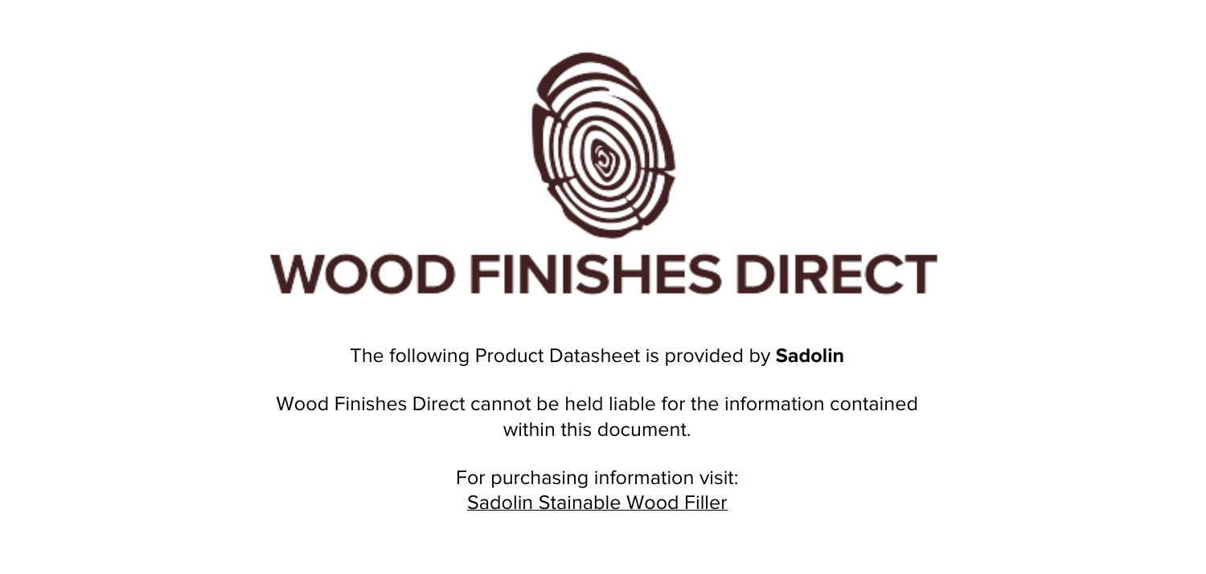# WOOD FINISHES DIRECT

The following Product Datasheet is provided by **Sadolin**

Wood Finishes Direct cannot be held liable for the information contained within this document.

For purchasing information visit:
Sadolin Stainable Wood Filler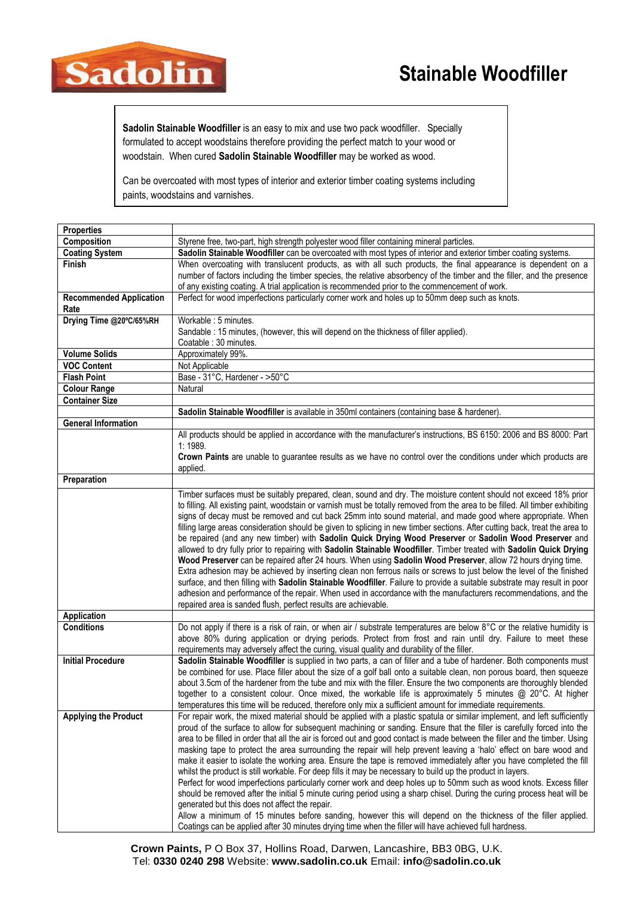# Stainable Woodfiller

**Sadolin Stainable Woodfiller** is an easy to mix and use two pack woodfiller. Specially formulated to accept woodstains therefore providing the perfect match to your wood or woodstain. When cured **Sadolin Stainable Woodfiller** may be worked as wood.

Can be overcoated with most types of interior and exterior timber coating systems including paints, woodstains and varnishes.

| **Properties** | |
|---|---|
| **Composition** | Styrene free, two-part, high strength polyester wood filler containing mineral particles. |
| **Coating System** | **Sadolin Stainable Woodfiller** can be overcoated with most types of interior and exterior timber coating systems. |
| **Finish** | When overcoating with translucent products, as with all such products, the final appearance is dependent on a number of factors including the timber species, the relative absorbency of the timber and the filler, and the presence of any existing coating. A trial application is recommended prior to the commencement of work. |
| **Recommended Application Rate** | Perfect for wood imperfections particularly corner work and holes up to 50mm deep such as knots. |
| **Drying Time @20ºC/65%RH** | Workable : 5 minutes.<br>Sandable : 15 minutes, (however, this will depend on the thickness of filler applied).<br>Coatable : 30 minutes. |
| **Volume Solids** | Approximately 99%. |
| **VOC Content** | Not Applicable |
| **Flash Point** | Base - 31°C, Hardener - >50°C |
| **Colour Range** | Natural |
| **Container Size** | |
| | **Sadolin Stainable Woodfiller** is available in 350ml containers (containing base & hardener). |
| **General Information** | |
| | All products should be applied in accordance with the manufacturer's instructions, BS 6150: 2006 and BS 8000: Part 1: 1989.<br>**Crown Paints** are unable to guarantee results as we have no control over the conditions under which products are applied. |
| **Preparation** | |
| | Timber surfaces must be suitably prepared, clean, sound and dry. The moisture content should not exceed 18% prior to filling. All existing paint, woodstain or varnish must be totally removed from the area to be filled. All timber exhibiting signs of decay must be removed and cut back 25mm into sound material, and made good where appropriate. When filling large areas consideration should be given to splicing in new timber sections. After cutting back, treat the area to be repaired (and any new timber) with **Sadolin Quick Drying Wood Preserver** or **Sadolin Wood Preserver** and allowed to dry fully prior to repairing with **Sadolin Stainable Woodfiller**. Timber treated with **Sadolin Quick Drying Wood Preserver** can be repaired after 24 hours. When using **Sadolin Wood Preserver**, allow 72 hours drying time. Extra adhesion may be achieved by inserting clean non ferrous nails or screws to just below the level of the finished surface, and then filling with **Sadolin Stainable Woodfiller**. Failure to provide a suitable substrate may result in poor adhesion and performance of the repair. When used in accordance with the manufacturers recommendations, and the repaired area is sanded flush, perfect results are achievable. |
| **Application** | |
| **Conditions** | Do not apply if there is a risk of rain, or when air / substrate temperatures are below 8°C or the relative humidity is above 80% during application or drying periods. Protect from frost and rain until dry. Failure to meet these requirements may adversely affect the curing, visual quality and durability of the filler. |
| **Initial Procedure** | **Sadolin Stainable Woodfiller** is supplied in two parts, a can of filler and a tube of hardener. Both components must be combined for use. Place filler about the size of a golf ball onto a suitable clean, non porous board, then squeeze about 3.5cm of the hardener from the tube and mix with the filler. Ensure the two components are thoroughly blended together to a consistent colour. Once mixed, the workable life is approximately 5 minutes @ 20°C. At higher temperatures this time will be reduced, therefore only mix a sufficient amount for immediate requirements. |
| **Applying the Product** | For repair work, the mixed material should be applied with a plastic spatula or similar implement, and left sufficiently proud of the surface to allow for subsequent machining or sanding. Ensure that the filler is carefully forced into the area to be filled in order that all the air is forced out and good contact is made between the filler and the timber. Using masking tape to protect the area surrounding the repair will help prevent leaving a 'halo' effect on bare wood and make it easier to isolate the working area. Ensure the tape is removed immediately after you have completed the fill whilst the product is still workable. For deep fills it may be necessary to build up the product in layers.<br>Perfect for wood imperfections particularly corner work and deep holes up to 50mm such as wood knots. Excess filler should be removed after the initial 5 minute curing period using a sharp chisel. During the curing process heat will be generated but this does not affect the repair.<br>Allow a minimum of 15 minutes before sanding, however this will depend on the thickness of the filler applied. Coatings can be applied after 30 minutes drying time when the filler will have achieved full hardness. |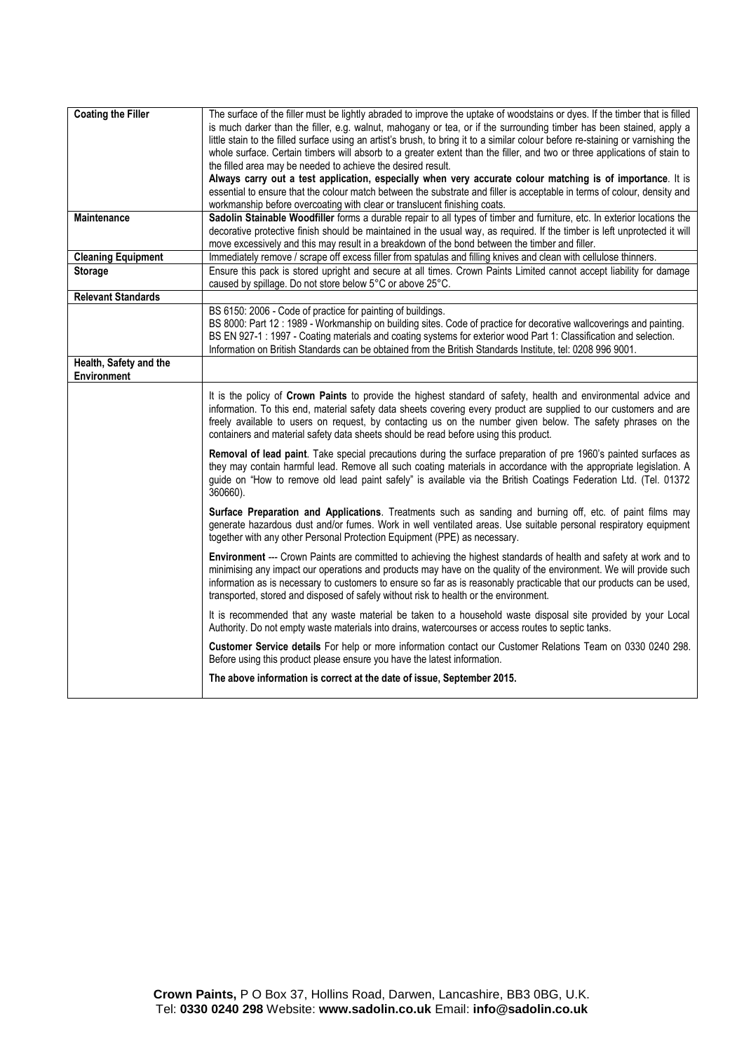| | |
|---|---|
| **Coating the Filler** | The surface of the filler must be lightly abraded to improve the uptake of woodstains or dyes. If the timber that is filled is much darker than the filler, e.g. walnut, mahogany or tea, or if the surrounding timber has been stained, apply a little stain to the filled surface using an artist's brush, to bring it to a similar colour before re-staining or varnishing the whole surface. Certain timbers will absorb to a greater extent than the filler, and two or three applications of stain to the filled area may be needed to achieve the desired result.<br>**Always carry out a test application, especially when very accurate colour matching is of importance**. It is essential to ensure that the colour match between the substrate and filler is acceptable in terms of colour, density and workmanship before overcoating with clear or translucent finishing coats. |
| **Maintenance** | **Sadolin Stainable Woodfiller** forms a durable repair to all types of timber and furniture, etc. In exterior locations the decorative protective finish should be maintained in the usual way, as required. If the timber is left unprotected it will move excessively and this may result in a breakdown of the bond between the timber and filler. |
| **Cleaning Equipment** | Immediately remove / scrape off excess filler from spatulas and filling knives and clean with cellulose thinners. |
| **Storage** | Ensure this pack is stored upright and secure at all times. Crown Paints Limited cannot accept liability for damage caused by spillage. Do not store below 5°C or above 25°C. |
| **Relevant Standards** | |
| | BS 6150: 2006 - Code of practice for painting of buildings.<br>BS 8000: Part 12 : 1989 - Workmanship on building sites. Code of practice for decorative wallcoverings and painting.<br>BS EN 927-1 : 1997 - Coating materials and coating systems for exterior wood Part 1: Classification and selection.<br>Information on British Standards can be obtained from the British Standards Institute, tel: 0208 996 9001. |
| **Health, Safety and the Environment** | |
| | It is the policy of **Crown Paints** to provide the highest standard of safety, health and environmental advice and information. To this end, material safety data sheets covering every product are supplied to our customers and are freely available to users on request, by contacting us on the number given below. The safety phrases on the containers and material safety data sheets should be read before using this product.<br><br>**Removal of lead paint**. Take special precautions during the surface preparation of pre 1960's painted surfaces as they may contain harmful lead. Remove all such coating materials in accordance with the appropriate legislation. A guide on "How to remove old lead paint safely" is available via the British Coatings Federation Ltd. (Tel. 01372 360660).<br><br>**Surface Preparation and Applications**. Treatments such as sanding and burning off, etc. of paint films may generate hazardous dust and/or fumes. Work in well ventilated areas. Use suitable personal respiratory equipment together with any other Personal Protection Equipment (PPE) as necessary.<br><br>**Environment** --- Crown Paints are committed to achieving the highest standards of health and safety at work and to minimising any impact our operations and products may have on the quality of the environment. We will provide such information as is necessary to customers to ensure so far as is reasonably practicable that our products can be used, transported, stored and disposed of safely without risk to health or the environment.<br><br>It is recommended that any waste material be taken to a household waste disposal site provided by your Local Authority. Do not empty waste materials into drains, watercourses or access routes to septic tanks.<br><br>**Customer Service details** For help or more information contact our Customer Relations Team on 0330 0240 298. Before using this product please ensure you have the latest information.<br><br>**The above information is correct at the date of issue, September 2015.** |

**Crown Paints,** P O Box 37, Hollins Road, Darwen, Lancashire, BB3 0BG, U.K.
Tel: **0330 0240 298** Website: **www.sadolin.co.uk** Email: **info@sadolin.co.uk**